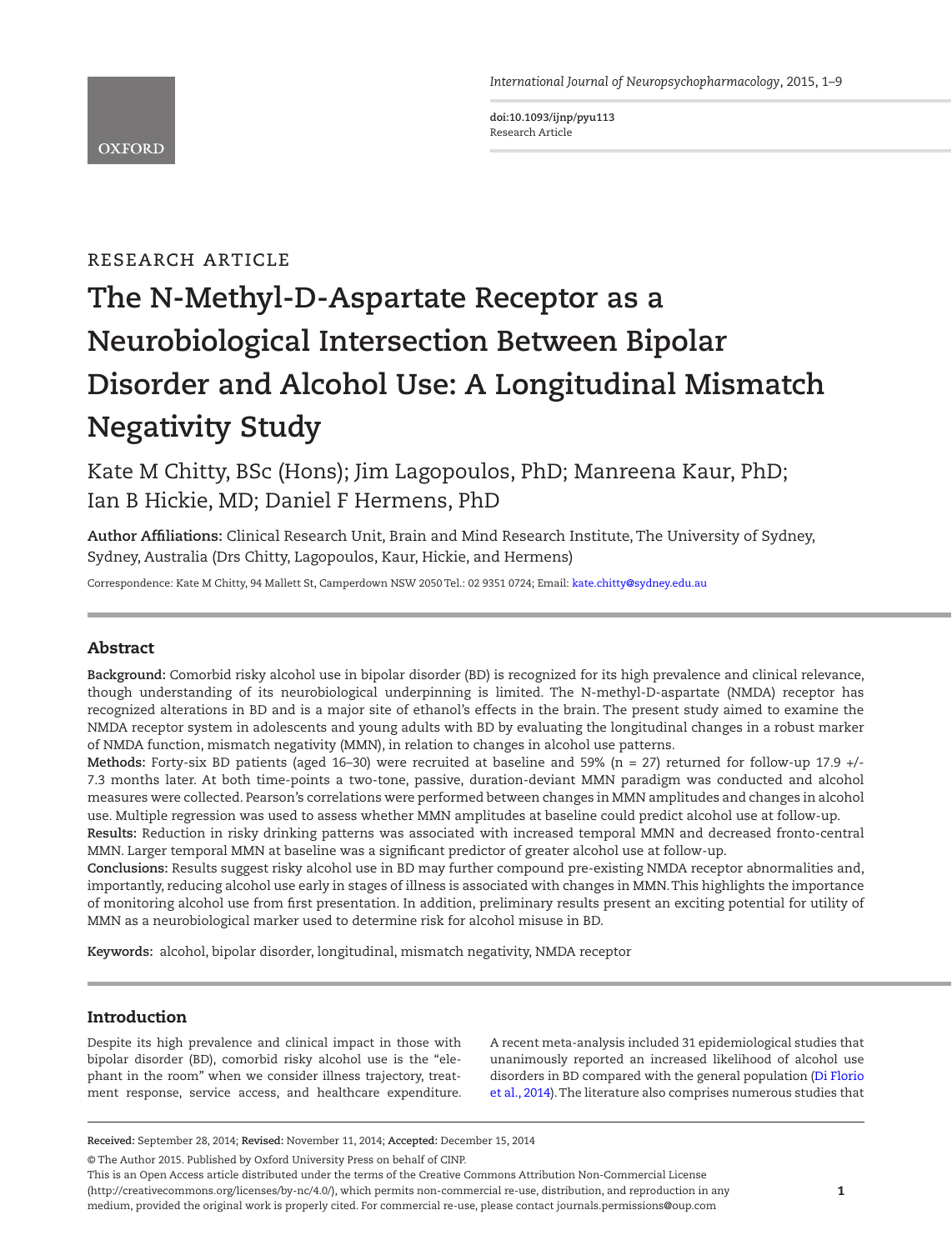RESEARCH ARTICLE

# The N-Methyl-D-Aspartate Receptor as a Neurobiological Intersection Between Bipolar Disorder and Alcohol Use: A Longitudinal Mismatch Negativity Study

Kate M Chitty, BSc (Hons); Jim Lagopoulos, PhD; Manreena Kaur, PhD; Ian B Hickie, MD; Daniel F Hermens, PhD

**Author Affiliations:** Clinical Research Unit, Brain and Mind Research Institute, The University of Sydney, Sydney, Australia (Drs Chitty, Lagopoulos, Kaur, Hickie, and Hermens)

Correspondence: Kate M Chitty, 94 Mallett St, Camperdown NSW 2050 Tel.: 02 9351 0724; Email: kate.chitty@sydney.edu.au

## Abstract

**Background:** Comorbid risky alcohol use in bipolar disorder (BD) is recognized for its high prevalence and clinical relevance, though understanding of its neurobiological underpinning is limited. The N-methyl-D-aspartate (NMDA) receptor has recognized alterations in BD and is a major site of ethanol's effects in the brain. The present study aimed to examine the NMDA receptor system in adolescents and young adults with BD by evaluating the longitudinal changes in a robust marker of NMDA function, mismatch negativity (MMN), in relation to changes in alcohol use patterns.

**Methods:** Forty-six BD patients (aged 16–30) were recruited at baseline and 59% (n = 27) returned for follow-up 17.9 +/- 7.3 months later. At both time-points a two-tone, passive, duration-deviant MMN paradigm was conducted and alcohol measures were collected. Pearson's correlations were performed between changes in MMN amplitudes and changes in alcohol use. Multiple regression was used to assess whether MMN amplitudes at baseline could predict alcohol use at follow-up.

**Results:** Reduction in risky drinking patterns was associated with increased temporal MMN and decreased fronto-central MMN. Larger temporal MMN at baseline was a significant predictor of greater alcohol use at follow-up.

**Conclusions:** Results suggest risky alcohol use in BD may further compound pre-existing NMDA receptor abnormalities and, importantly, reducing alcohol use early in stages of illness is associated with changes in MMN. This highlights the importance of monitoring alcohol use from first presentation. In addition, preliminary results present an exciting potential for utility of MMN as a neurobiological marker used to determine risk for alcohol misuse in BD.

**Keywords:** alcohol, bipolar disorder, longitudinal, mismatch negativity, NMDA receptor

## Introduction

Despite its high prevalence and clinical impact in those with bipolar disorder (BD), comorbid risky alcohol use is the "elephant in the room" when we consider illness trajectory, treatment response, service access, and healthcare expenditure. A recent meta-analysis included 31 epidemiological studies that unanimously reported an increased likelihood of alcohol use disorders in BD compared with the general population (Di Florio et al., 2014). The literature also comprises numerous studies that

**Received:** September 28, 2014; **Revised:** November 11, 2014; **Accepted:** December 15, 2014

© The Author 2015. Published by Oxford University Press on behalf of CINP.
This is an Open Access article distributed under the terms of the Creative Commons Attribution Non-Commercial License (http://creativecommons.org/licenses/by-nc/4.0/), which permits non-commercial re-use, distribution, and reproduction in any medium, provided the original work is properly cited. For commercial re-use, please contact journals.permissions@oup.com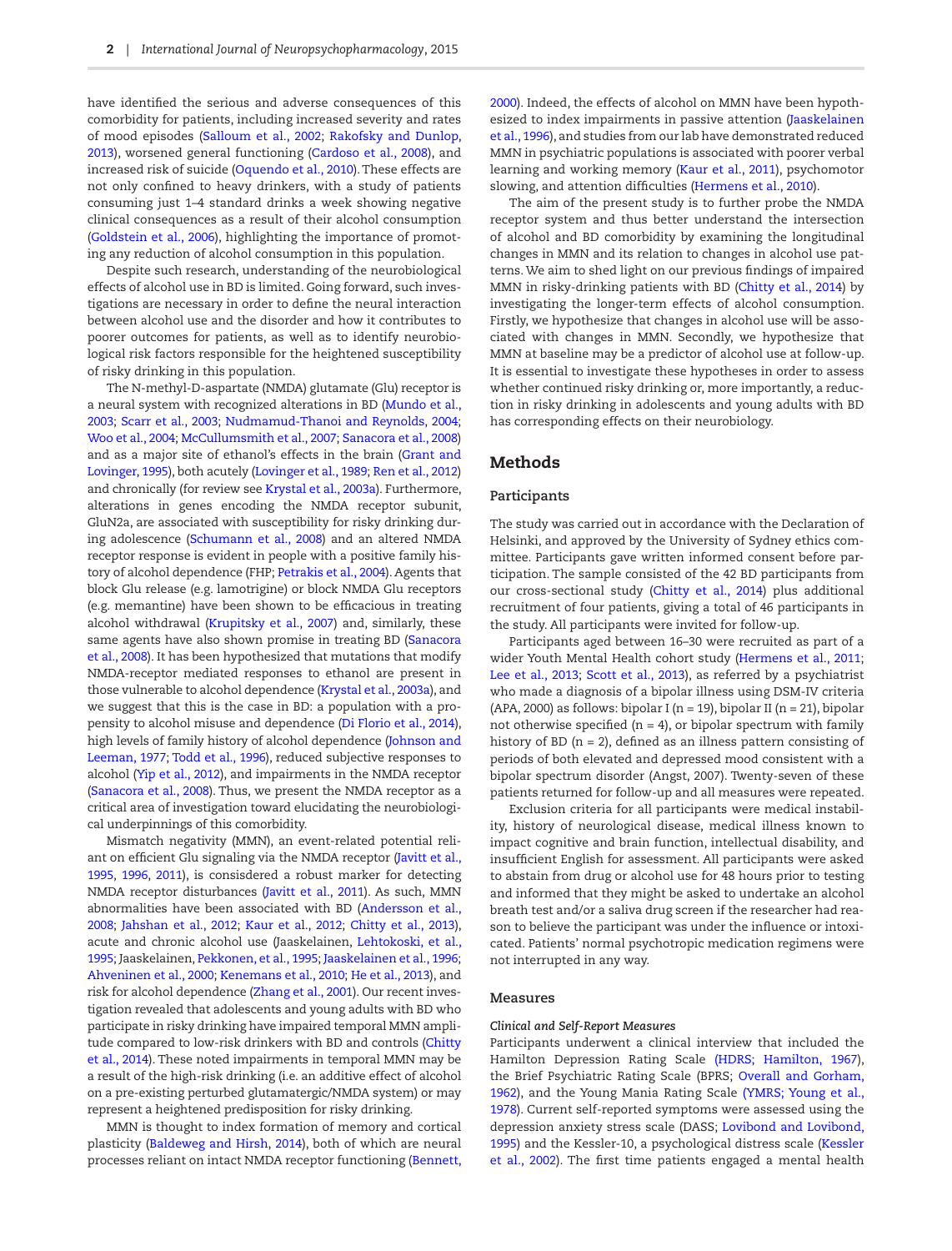have identified the serious and adverse consequences of this comorbidity for patients, including increased severity and rates of mood episodes (Salloum et al., 2002; Rakofsky and Dunlop, 2013), worsened general functioning (Cardoso et al., 2008), and increased risk of suicide (Oquendo et al., 2010). These effects are not only confined to heavy drinkers, with a study of patients consuming just 1–4 standard drinks a week showing negative clinical consequences as a result of their alcohol consumption (Goldstein et al., 2006), highlighting the importance of promoting any reduction of alcohol consumption in this population.

Despite such research, understanding of the neurobiological effects of alcohol use in BD is limited. Going forward, such investigations are necessary in order to define the neural interaction between alcohol use and the disorder and how it contributes to poorer outcomes for patients, as well as to identify neurobiological risk factors responsible for the heightened susceptibility of risky drinking in this population.

The N-methyl-D-aspartate (NMDA) glutamate (Glu) receptor is a neural system with recognized alterations in BD (Mundo et al., 2003; Scarr et al., 2003; Nudmamud-Thanoi and Reynolds, 2004; Woo et al., 2004; McCullumsmith et al., 2007; Sanacora et al., 2008) and as a major site of ethanol's effects in the brain (Grant and Lovinger, 1995), both acutely (Lovinger et al., 1989; Ren et al., 2012) and chronically (for review see Krystal et al., 2003a). Furthermore, alterations in genes encoding the NMDA receptor subunit, GluN2a, are associated with susceptibility for risky drinking during adolescence (Schumann et al., 2008) and an altered NMDA receptor response is evident in people with a positive family history of alcohol dependence (FHP; Petrakis et al., 2004). Agents that block Glu release (e.g. lamotrigine) or block NMDA Glu receptors (e.g. memantine) have been shown to be efficacious in treating alcohol withdrawal (Krupitsky et al., 2007) and, similarly, these same agents have also shown promise in treating BD (Sanacora et al., 2008). It has been hypothesized that mutations that modify NMDA-receptor mediated responses to ethanol are present in those vulnerable to alcohol dependence (Krystal et al., 2003a), and we suggest that this is the case in BD: a population with a propensity to alcohol misuse and dependence (Di Florio et al., 2014), high levels of family history of alcohol dependence (Johnson and Leeman, 1977; Todd et al., 1996), reduced subjective responses to alcohol (Yip et al., 2012), and impairments in the NMDA receptor (Sanacora et al., 2008). Thus, we present the NMDA receptor as a critical area of investigation toward elucidating the neurobiological underpinnings of this comorbidity.

Mismatch negativity (MMN), an event-related potential reliant on efficient Glu signaling via the NMDA receptor (Javitt et al., 1995, 1996, 2011), is consisdered a robust marker for detecting NMDA receptor disturbances (Javitt et al., 2011). As such, MMN abnormalities have been associated with BD (Andersson et al., 2008; Jahshan et al., 2012; Kaur et al., 2012; Chitty et al., 2013), acute and chronic alcohol use (Jaaskelainen, Lehtokoski, et al., 1995; Jaaskelainen, Pekkonen, et al., 1995; Jaaskelainen et al., 1996; Ahveninen et al., 2000; Kenemans et al., 2010; He et al., 2013), and risk for alcohol dependence (Zhang et al., 2001). Our recent investigation revealed that adolescents and young adults with BD who participate in risky drinking have impaired temporal MMN amplitude compared to low-risk drinkers with BD and controls (Chitty et al., 2014). These noted impairments in temporal MMN may be a result of the high-risk drinking (i.e. an additive effect of alcohol on a pre-existing perturbed glutamatergic/NMDA system) or may represent a heightened predisposition for risky drinking.

MMN is thought to index formation of memory and cortical plasticity (Baldeweg and Hirsh, 2014), both of which are neural processes reliant on intact NMDA receptor functioning (Bennett, 2000). Indeed, the effects of alcohol on MMN have been hypothesized to index impairments in passive attention (Jaaskelainen et al., 1996), and studies from our lab have demonstrated reduced MMN in psychiatric populations is associated with poorer verbal learning and working memory (Kaur et al., 2011), psychomotor slowing, and attention difficulties (Hermens et al., 2010).

The aim of the present study is to further probe the NMDA receptor system and thus better understand the intersection of alcohol and BD comorbidity by examining the longitudinal changes in MMN and its relation to changes in alcohol use patterns. We aim to shed light on our previous findings of impaired MMN in risky-drinking patients with BD (Chitty et al., 2014) by investigating the longer-term effects of alcohol consumption. Firstly, we hypothesize that changes in alcohol use will be associated with changes in MMN. Secondly, we hypothesize that MMN at baseline may be a predictor of alcohol use at follow-up. It is essential to investigate these hypotheses in order to assess whether continued risky drinking or, more importantly, a reduction in risky drinking in adolescents and young adults with BD has corresponding effects on their neurobiology.

## Methods

### Participants

The study was carried out in accordance with the Declaration of Helsinki, and approved by the University of Sydney ethics committee. Participants gave written informed consent before participation. The sample consisted of the 42 BD participants from our cross-sectional study (Chitty et al., 2014) plus additional recruitment of four patients, giving a total of 46 participants in the study. All participants were invited for follow-up.

Participants aged between 16–30 were recruited as part of a wider Youth Mental Health cohort study (Hermens et al., 2011; Lee et al., 2013; Scott et al., 2013), as referred by a psychiatrist who made a diagnosis of a bipolar illness using DSM-IV criteria (APA, 2000) as follows: bipolar I (n = 19), bipolar II (n = 21), bipolar not otherwise specified (n = 4), or bipolar spectrum with family history of BD (n = 2), defined as an illness pattern consisting of periods of both elevated and depressed mood consistent with a bipolar spectrum disorder (Angst, 2007). Twenty-seven of these patients returned for follow-up and all measures were repeated.

Exclusion criteria for all participants were medical instability, history of neurological disease, medical illness known to impact cognitive and brain function, intellectual disability, and insufficient English for assessment. All participants were asked to abstain from drug or alcohol use for 48 hours prior to testing and informed that they might be asked to undertake an alcohol breath test and/or a saliva drug screen if the researcher had reason to believe the participant was under the influence or intoxicated. Patients' normal psychotropic medication regimens were not interrupted in any way.

### Measures

#### *Clinical and Self-Report Measures*

Participants underwent a clinical interview that included the Hamilton Depression Rating Scale (HDRS; Hamilton, 1967), the Brief Psychiatric Rating Scale (BPRS; Overall and Gorham, 1962), and the Young Mania Rating Scale (YMRS; Young et al., 1978). Current self-reported symptoms were assessed using the depression anxiety stress scale (DASS; Lovibond and Lovibond, 1995) and the Kessler-10, a psychological distress scale (Kessler et al., 2002). The first time patients engaged a mental health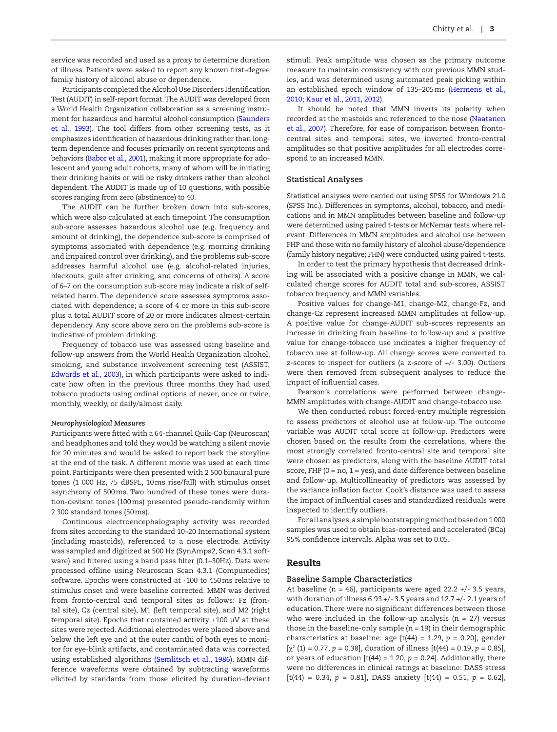service was recorded and used as a proxy to determine duration of illness. Patients were asked to report any known first-degree family history of alcohol abuse or dependence.

Participants completed the Alcohol Use Disorders Identification Test (AUDIT) in self-report format. The AUDIT was developed from a World Health Organization collaboration as a screening instrument for hazardous and harmful alcohol consumption (Saunders et al., 1993). The tool differs from other screening tests, as it emphasizes identification of hazardous drinking rather than long-term dependence and focuses primarily on recent symptoms and behaviors (Babor et al., 2001), making it more appropriate for adolescent and young adult cohorts, many of whom will be initiating their drinking habits or will be risky drinkers rather than alcohol dependent. The AUDIT is made up of 10 questions, with possible scores ranging from zero (abstinence) to 40.

The AUDIT can be further broken down into sub-scores, which were also calculated at each timepoint. The consumption sub-score assesses hazardous alcohol use (e.g. frequency and amount of drinking), the dependence sub-score is comprised of symptoms associated with dependence (e.g. morning drinking and impaired control over drinking), and the problems sub-score addresses harmful alcohol use (e.g. alcohol-related injuries, blackouts, guilt after drinking, and concerns of others). A score of 6–7 on the consumption sub-score may indicate a risk of self-related harm. The dependence score assesses symptoms associated with dependence; a score of 4 or more in this sub-score plus a total AUDIT score of 20 or more indicates almost-certain dependency. Any score above zero on the problems sub-score is indicative of problem drinking.

Frequency of tobacco use was assessed using baseline and follow-up answers from the World Health Organization alcohol, smoking, and substance involvement screening test (ASSIST; Edwards et al., 2003), in which participants were asked to indicate how often in the previous three months they had used tobacco products using ordinal options of never, once or twice, monthly, weekly, or daily/almost daily.

#### *Neurophysiological Measures*

Participants were fitted with a 64-channel Quik-Cap (Neuroscan) and headphones and told they would be watching a silent movie for 20 minutes and would be asked to report back the storyline at the end of the task. A different movie was used at each time point. Participants were then presented with 2 500 binaural pure tones (1 000 Hz, 75 dBSPL, 10 ms rise/fall) with stimulus onset asynchrony of 500 ms. Two hundred of these tones were duration-deviant tones (100 ms) presented pseudo-randomly within 2 300 standard tones (50 ms).

Continuous electroencephalography activity was recorded from sites according to the standard 10–20 International system (including mastoids), referenced to a nose electrode. Activity was sampled and digitized at 500 Hz (SynAmps2, Scan 4.3.1 software) and filtered using a band pass filter (0.1–30 Hz). Data were processed offline using Neuroscan Scan 4.3.1 (Compumedics) software. Epochs were constructed at -100 to 450 ms relative to stimulus onset and were baseline corrected. MMN was derived from fronto-central and temporal sites as follows: Fz (frontal site), Cz (central site), M1 (left temporal site), and M2 (right temporal site). Epochs that contained activity ±100 μV at these sites were rejected. Additional electrodes were placed above and below the left eye and at the outer canthi of both eyes to monitor for eye-blink artifacts, and contaminated data was corrected using established algorithms (Semlitsch et al., 1986). MMN difference waveforms were obtained by subtracting waveforms elicited by standards from those elicited by duration-deviant stimuli. Peak amplitude was chosen as the primary outcome measure to maintain consistency with our previous MMN studies, and was determined using automated peak picking within an established epoch window of 135–205 ms (Hermens et al., 2010; Kaur et al., 2011, 2012).

It should be noted that MMN inverts its polarity when recorded at the mastoids and referenced to the nose (Naatanen et al., 2007). Therefore, for ease of comparison between fronto-central sites and temporal sites, we inverted fronto-central amplitudes so that positive amplitudes for all electrodes correspond to an increased MMN.

### Statistical Analyses

Statistical analyses were carried out using SPSS for Windows 21.0 (SPSS Inc.). Differences in symptoms, alcohol, tobacco, and medications and in MMN amplitudes between baseline and follow-up were determined using paired t-tests or McNemar tests where relevant. Differences in MMN amplitudes and alcohol use between FHP and those with no family history of alcohol abuse/dependence (family history negative; FHN) were conducted using paired t-tests.

In order to test the primary hypothesis that decreased drinking will be associated with a positive change in MMN, we calculated change scores for AUDIT total and sub-scores, ASSIST tobacco frequency, and MMN variables.

Positive values for change-M1, change-M2, change-Fz, and change-Cz represent increased MMN amplitudes at follow-up. A positive value for change-AUDIT sub-scores represents an increase in drinking from baseline to follow-up and a positive value for change-tobacco use indicates a higher frequency of tobacco use at follow-up. All change scores were converted to z-scores to inspect for outliers (a z-score of +/- 3.00). Outliers were then removed from subsequent analyses to reduce the impact of influential cases.

Pearson's correlations were performed between change-MMN amplitudes with change-AUDIT and change-tobacco use.

We then conducted robust forced-entry multiple regression to assess predictors of alcohol use at follow-up. The outcome variable was AUDIT total score at follow-up. Predictors were chosen based on the results from the correlations, where the most strongly correlated fronto-central site and temporal site were chosen as predictors, along with the baseline AUDIT total score, FHP (0 = no, 1 = yes), and date difference between baseline and follow-up. Multicollinearity of predictors was assessed by the variance inflation factor. Cook's distance was used to assess the impact of influential cases and standardized residuals were inspected to identify outliers.

For all analyses, a simple bootstrapping method based on 1 000 samples was used to obtain bias-corrected and accelerated (BCa) 95% confidence intervals. Alpha was set to 0.05.

## Results

### Baseline Sample Characteristics

At baseline (n = 46), participants were aged 22.2 +/- 3.5 years, with duration of illness 6.93 +/- 3.5 years and 12.7 +/- 2.1 years of education. There were no significant differences between those who were included in the follow-up analysis (n = 27) versus those in the baseline-only sample (n = 19) in their demographic characteristics at baseline: age [$t(44) = 1.29$, $p = 0.20$], gender [$\chi^2$ (1) = 0.77, $p = 0.38$], duration of illness [$t(44) = 0.19$, $p = 0.85$], or years of education [$t(44) = 1.20$, $p = 0.24$]. Additionally, there were no differences in clinical ratings at baseline: DASS stress [$t(44) = 0.34$, $p = 0.81$], DASS anxiety [$t(44) = 0.51$, $p = 0.62$],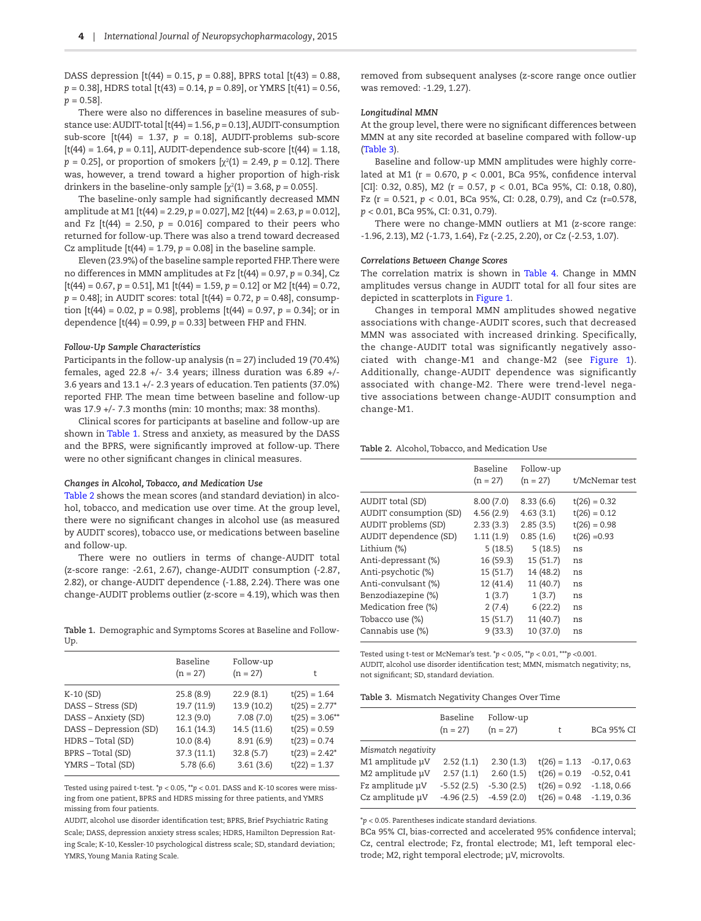DASS depression [t(44) = 0.15, $p = 0.88$], BPRS total [t(43) = 0.88, $p = 0.38$], HDRS total [t(43) = 0.14, $p = 0.89$], or YMRS [t(41) = 0.56, $p = 0.58$].

There were also no differences in baseline measures of substance use: AUDIT-total [t(44) = 1.56, $p = 0.13$], AUDIT-consumption sub-score [t(44) = 1.37, $p = 0.18$], AUDIT-problems sub-score [t(44) = 1.64, $p = 0.11$], AUDIT-dependence sub-score [t(44) = 1.18, $p = 0.25$], or proportion of smokers [$\chi^2(1) = 2.49$, $p = 0.12$]. There was, however, a trend toward a higher proportion of high-risk drinkers in the baseline-only sample [$\chi^2(1) = 3.68$, $p = 0.055$].

The baseline-only sample had significantly decreased MMN amplitude at M1 [t(44) = 2.29, $p = 0.027$], M2 [t(44) = 2.63, $p = 0.012$], and Fz [t(44) = 2.50, $p = 0.016$] compared to their peers who returned for follow-up. There was also a trend toward decreased Cz amplitude [t(44) = 1.79, $p = 0.08$] in the baseline sample.

Eleven (23.9%) of the baseline sample reported FHP. There were no differences in MMN amplitudes at Fz [t(44) = 0.97, $p = 0.34$], Cz [t(44) = 0.67, $p = 0.51$], M1 [t(44) = 1.59, $p = 0.12$] or M2 [t(44) = 0.72, $p = 0.48$]; in AUDIT scores: total [t(44) = 0.72, $p = 0.48$], consumption [t(44) = 0.02, $p = 0.98$], problems [t(44) = 0.97, $p = 0.34$]; or in dependence [t(44) = 0.99, $p = 0.33$] between FHP and FHN.

#### Follow-Up Sample Characteristics

Participants in the follow-up analysis (n = 27) included 19 (70.4%) females, aged 22.8 +/- 3.4 years; illness duration was 6.89 +/- 3.6 years and 13.1 +/- 2.3 years of education. Ten patients (37.0%) reported FHP. The mean time between baseline and follow-up was 17.9 +/- 7.3 months (min: 10 months; max: 38 months).

Clinical scores for participants at baseline and follow-up are shown in Table 1. Stress and anxiety, as measured by the DASS and the BPRS, were significantly improved at follow-up. There were no other significant changes in clinical measures.

#### Changes in Alcohol, Tobacco, and Medication Use

Table 2 shows the mean scores (and standard deviation) in alcohol, tobacco, and medication use over time. At the group level, there were no significant changes in alcohol use (as measured by AUDIT scores), tobacco use, or medications between baseline and follow-up.

There were no outliers in terms of change-AUDIT total (z-score range: -2.61, 2.67), change-AUDIT consumption (-2.87, 2.82), or change-AUDIT dependence (-1.88, 2.24). There was one change-AUDIT problems outlier (z-score = 4.19), which was then removed from subsequent analyses (z-score range once outlier was removed: -1.29, 1.27).

**Table 1.** Demographic and Symptoms Scores at Baseline and Follow-Up.

| | Baseline (n = 27) | Follow-up (n = 27) | t |
|---|---|---|---|
| K-10 (SD) | 25.8 (8.9) | 22.9 (8.1) | t(25) = 1.64 |
| DASS – Stress (SD) | 19.7 (11.9) | 13.9 (10.2) | t(25) = 2.77* |
| DASS – Anxiety (SD) | 12.3 (9.0) | 7.08 (7.0) | t(25) = 3.06** |
| DASS – Depression (SD) | 16.1 (14.3) | 14.5 (11.6) | t(25) = 0.59 |
| HDRS – Total (SD) | 10.0 (8.4) | 8.91 (6.9) | t(23) = 0.74 |
| BPRS – Total (SD) | 37.3 (11.1) | 32.8 (5.7) | t(23) = 2.42* |
| YMRS – Total (SD) | 5.78 (6.6) | 3.61 (3.6) | t(22) = 1.37 |

Tested using paired t-test. *$p < 0.05$, **$p < 0.01$. DASS and K-10 scores were missing from one patient, BPRS and HDRS missing for three patients, and YMRS missing from four patients.

AUDIT, alcohol use disorder identification test; BPRS, Brief Psychiatric Rating Scale; DASS, depression anxiety stress scales; HDRS, Hamilton Depression Rating Scale; K-10, Kessler-10 psychological distress scale; SD, standard deviation; YMRS, Young Mania Rating Scale.

#### Longitudinal MMN

At the group level, there were no significant differences between MMN at any site recorded at baseline compared with follow-up (Table 3).

Baseline and follow-up MMN amplitudes were highly correlated at M1 ($r = 0.670$, $p < 0.001$, BCa 95%, confidence interval [CI]: 0.32, 0.85), M2 ($r = 0.57$, $p < 0.01$, BCa 95%, CI: 0.18, 0.80), Fz ($r = 0.521$, $p < 0.01$, BCa 95%, CI: 0.28, 0.79), and Cz ($r = 0.578$, $p < 0.01$, BCa 95%, CI: 0.31, 0.79).

There were no change-MMN outliers at M1 (z-score range: -1.96, 2.13), M2 (-1.73, 1.64), Fz (-2.25, 2.20), or Cz (-2.53, 1.07).

#### Correlations Between Change Scores

The correlation matrix is shown in Table 4. Change in MMN amplitudes versus change in AUDIT total for all four sites are depicted in scatterplots in Figure 1.

Changes in temporal MMN amplitudes showed negative associations with change-AUDIT scores, such that decreased MMN was associated with increased drinking. Specifically, the change-AUDIT total was significantly negatively associated with change-M1 and change-M2 (see Figure 1). Additionally, change-AUDIT dependence was significantly associated with change-M2. There were trend-level negative associations between change-AUDIT consumption and change-M1.

**Table 2.** Alcohol, Tobacco, and Medication Use

| | Baseline (n = 27) | Follow-up (n = 27) | t/McNemar test |
|---|---|---|---|
| AUDIT total (SD) | 8.00 (7.0) | 8.33 (6.6) | t(26) = 0.32 |
| AUDIT consumption (SD) | 4.56 (2.9) | 4.63 (3.1) | t(26) = 0.12 |
| AUDIT problems (SD) | 2.33 (3.3) | 2.85 (3.5) | t(26) = 0.98 |
| AUDIT dependence (SD) | 1.11 (1.9) | 0.85 (1.6) | t(26) =0.93 |
| Lithium (%) | 5 (18.5) | 5 (18.5) | ns |
| Anti-depressant (%) | 16 (59.3) | 15 (51.7) | ns |
| Anti-psychotic (%) | 15 (51.7) | 14 (48.2) | ns |
| Anti-convulsant (%) | 12 (41.4) | 11 (40.7) | ns |
| Benzodiazepine (%) | 1 (3.7) | 1 (3.7) | ns |
| Medication free (%) | 2 (7.4) | 6 (22.2) | ns |
| Tobacco use (%) | 15 (51.7) | 11 (40.7) | ns |
| Cannabis use (%) | 9 (33.3) | 10 (37.0) | ns |

Tested using t-test or McNemar's test. *$p < 0.05$, **$p < 0.01$, ***$p < 0.001$.

AUDIT, alcohol use disorder identification test; MMN, mismatch negativity; ns, not significant; SD, standard deviation.

**Table 3.** Mismatch Negativity Changes Over Time

| | Baseline (n = 27) | Follow-up (n = 27) | t | BCa 95% CI |
|---|---|---|---|---|
| *Mismatch negativity* | | | | |
| M1 amplitude µV | 2.52 (1.1) | 2.30 (1.3) | t(26) = 1.13 | -0.17, 0.63 |
| M2 amplitude µV | 2.57 (1.1) | 2.60 (1.5) | t(26) = 0.19 | -0.52, 0.41 |
| Fz amplitude µV | -5.52 (2.5) | -5.30 (2.5) | t(26) = 0.92 | -1.18, 0.66 |
| Cz amplitude µV | -4.96 (2.5) | -4.59 (2.0) | t(26) = 0.48 | -1.19, 0.36 |

*$p < 0.05$. Parentheses indicate standard deviations.

BCa 95% CI, bias-corrected and accelerated 95% confidence interval; Cz, central electrode; Fz, frontal electrode; M1, left temporal electrode; M2, right temporal electrode; µV, microvolts.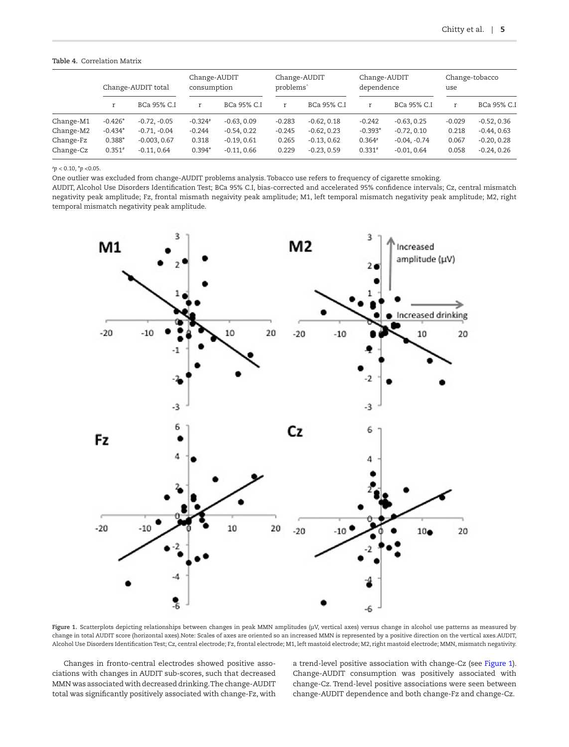**Table 4.** Correlation Matrix

| | Change-AUDIT total | | Change-AUDIT consumption | | Change-AUDIT problems^ | | Change-AUDIT dependence | | Change-tobacco use | |
|---|---|---|---|---|---|---|---|---|---|---|
| | r | BCa 95% C.I | r | BCa 95% C.I | r | BCa 95% C.I | r | BCa 95% C.I | r | BCa 95% C.I |
| Change-M1 | -0.426* | -0.72, -0.05 | -0.324# | -0.63, 0.09 | -0.283 | -0.62, 0.18 | -0.242 | -0.63, 0.25 | -0.029 | -0.52, 0.36 |
| Change-M2 | -0.434* | -0.71, -0.04 | -0.244 | -0.54, 0.22 | -0.245 | -0.62, 0.23 | -0.393* | -0.72, 0.10 | 0.218 | -0.44, 0.63 |
| Change-Fz | 0.388* | -0.003, 0.67 | 0.318 | -0.19, 0.61 | 0.265 | -0.13, 0.62 | 0.364# | -0.04, -0.74 | 0.067 | -0.20, 0.28 |
| Change-Cz | 0.351# | -0.11, 0.64 | 0.394* | -0.11, 0.66 | 0.229 | -0.23, 0.59 | 0.331# | -0.01, 0.64 | 0.058 | -0.24, 0.26 |

#$p < 0.10$, *$p < 0.05$.

One outlier was excluded from change-AUDIT problems analysis. Tobacco use refers to frequency of cigarette smoking.

AUDIT, Alcohol Use Disorders Identification Test; BCa 95% C.I, bias-corrected and accelerated 95% confidence intervals; Cz, central mismatch negativity peak amplitude; Fz, frontal mismath negaivity peak amplitude; M1, left temporal mismatch negativity peak amplitude; M2, right temporal mismatch negativity peak amplitude.

**Figure 1.** Scatterplots depicting relationships between changes in peak MMN amplitudes (μV, vertical axes) versus change in alcohol use patterns as measured by change in total AUDIT score (horizontal axes).Note: Scales of axes are oriented so an increased MMN is represented by a positive direction on the vertical axes.AUDIT, Alcohol Use Disorders Identification Test; Cz, central electrode; Fz, frontal electrode; M1, left mastoid electrode; M2, right mastoid electrode; MMN, mismatch negativity.

Changes in fronto-central electrodes showed positive associations with changes in AUDIT sub-scores, such that decreased MMN was associated with decreased drinking. The change-AUDIT total was significantly positively associated with change-Fz, with a trend-level positive association with change-Cz (see Figure 1). Change-AUDIT consumption was positively associated with change-Cz. Trend-level positive associations were seen between change-AUDIT dependence and both change-Fz and change-Cz.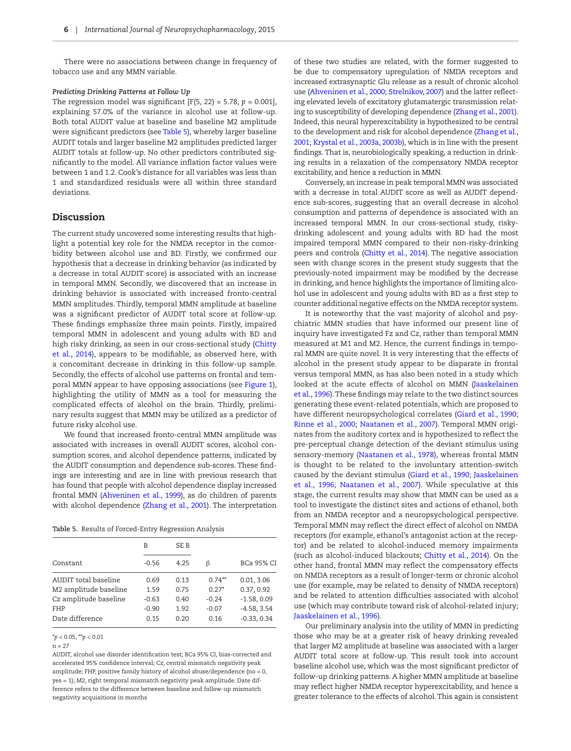There were no associations between change in frequency of tobacco use and any MMN variable.

#### *Predicting Drinking Patterns at Follow Up*

The regression model was significant [$F(5, 22) = 5.78$, $p = 0.001$], explaining 57.0% of the variance in alcohol use at follow-up. Both total AUDIT value at baseline and baseline M2 amplitude were significant predictors (see Table 5), whereby larger baseline AUDIT totals and larger baseline M2 amplitudes predicted larger AUDIT totals at follow-up. No other predictors contributed significantly to the model. All variance inflation factor values were between 1 and 1.2. Cook's distance for all variables was less than 1 and standardized residuals were all within three standard deviations.

## Discussion

The current study uncovered some interesting results that highlight a potential key role for the NMDA receptor in the comorbidity between alcohol use and BD. Firstly, we confirmed our hypothesis that a decrease in drinking behavior (as indicated by a decrease in total AUDIT score) is associated with an increase in temporal MMN. Secondly, we discovered that an increase in drinking behavior is associated with increased fronto-central MMN amplitudes. Thirdly, temporal MMN amplitude at baseline was a significant predictor of AUDIT total score at follow-up. These findings emphasize three main points. Firstly, impaired temporal MMN in adolescent and young adults with BD and high risky drinking, as seen in our cross-sectional study (Chitty et al., 2014), appears to be modifiable, as observed here, with a concomitant decrease in drinking in this follow-up sample. Secondly, the effects of alcohol use patterns on frontal and temporal MMN appear to have opposing associations (see Figure 1), highlighting the utility of MMN as a tool for measuring the complicated effects of alcohol on the brain. Thirdly, preliminary results suggest that MMN may be utilized as a predictor of future risky alcohol use.

We found that increased fronto-central MMN amplitude was associated with increases in overall AUDIT scores, alcohol consumption scores, and alcohol dependence patterns, indicated by the AUDIT consumption and dependence sub-scores. These findings are interesting and are in line with previous research that has found that people with alcohol dependence display increased frontal MMN (Ahveninen et al., 1999), as do children of parents with alcohol dependence (Zhang et al., 2001). The interpretation of these two studies are related, with the former suggested to be due to compensatory upregulation of NMDA receptors and increased extrasynaptic Glu release as a result of chronic alcohol use (Ahveninen et al., 2000; Strelnikov, 2007) and the latter reflecting elevated levels of excitatory glutamatergic transmission relating to susceptibility of developing dependence (Zhang et al., 2001). Indeed, this neural hyperexcitability is hypothesized to be central to the development and risk for alcohol dependence (Zhang et al., 2001; Krystal et al., 2003a, 2003b), which is in line with the present findings. That is, neurobiologically speaking, a reduction in drinking results in a relaxation of the compensatory NMDA receptor excitability, and hence a reduction in MMN.

Conversely, an increase in peak temporal MMN was associated with a decrease in total AUDIT score as well as AUDIT dependence sub-scores, suggesting that an overall decrease in alcohol consumption and patterns of dependence is associated with an increased temporal MMN. In our cross-sectional study, risky-drinking adolescent and young adults with BD had the most impaired temporal MMN compared to their non-risky-drinking peers and controls (Chitty et al., 2014). The negative association seen with change scores in the present study suggests that the previously-noted impairment may be modified by the decrease in drinking, and hence highlights the importance of limiting alcohol use in adolescent and young adults with BD as a first step to counter additional negative effects on the NMDA receptor system.

It is noteworthy that the vast majority of alcohol and psychiatric MMN studies that have informed our present line of inquiry have investigated Fz and Cz, rather than temporal MMN measured at M1 and M2. Hence, the current findings in temporal MMN are quite novel. It is very interesting that the effects of alcohol in the present study appear to be disparate in frontal versus temporal MMN, as has also been noted in a study which looked at the acute effects of alcohol on MMN (Jaaskelainen et al., 1996). These findings may relate to the two distinct sources generating these event-related potentials, which are proposed to have different neuropsychological correlates (Giard et al., 1990; Rinne et al., 2000; Naatanen et al., 2007). Temporal MMN originates from the auditory cortex and is hypothesized to reflect the pre-perceptual change detection of the deviant stimulus using sensory-memory (Naatanen et al., 1978), whereas frontal MMN is thought to be related to the involuntary attention-switch caused by the deviant stimulus (Giard et al., 1990; Jaaskelainen et al., 1996; Naatanen et al., 2007). While speculative at this stage, the current results may show that MMN can be used as a tool to investigate the distinct sites and actions of ethanol, both from an NMDA receptor and a neuropsychological perspective. Temporal MMN may reflect the direct effect of alcohol on NMDA receptors (for example, ethanol's antagonist action at the receptor) and be related to alcohol-induced memory impairments (such as alcohol-induced blackouts; Chitty et al., 2014). On the other hand, frontal MMN may reflect the compensatory effects on NMDA receptors as a result of longer-term or chronic alcohol use (for example, may be related to density of NMDA receptors) and be related to attention difficulties associated with alcohol use (which may contribute toward risk of alcohol-related injury; Jaaskelainen et al., 1996).

Our preliminary analysis into the utility of MMN in predicting those who may be at a greater risk of heavy drinking revealed that larger M2 amplitude at baseline was associated with a larger AUDIT total score at follow-up. This result took into account baseline alcohol use, which was the most significant predictor of follow-up drinking patterns. A higher MMN amplitude at baseline may reflect higher NMDA receptor hyperexcitability, and hence a greater tolerance to the effects of alcohol. This again is consistent

Table 5. Results of Forced-Entry Regression Analysis

| | B | SE B | β | BCa 95% CI |
|---|---|---|---|---|
| Constant | -0.56 | 4.25 | | |
| AUDIT total baseline | 0.69 | 0.13 | 0.74** | 0.01, 3.06 |
| M2 amplitude baseline | 1.59 | 0.75 | 0.27* | 0.37, 0.92 |
| Cz amplitude baseline | -0.63 | 0.40 | -0.24 | -1.58, 0.09 |
| FHP | -0.90 | 1.92 | -0.07 | -4.58, 3.54 |
| Date difference | 0.15 | 0.20 | 0.16 | -0.33, 0.34 |

*$p < 0.05$, **$p < 0.01$

n = 27

AUDIT, alcohol use disorder identification test; BCa 95% CI, bias-corrected and accelerated 95% confidence interval; Cz, central mismatch negativity peak amplitude; FHP, positive family history of alcohol abuse/dependence (no = 0, yes = 1); M2, right temporal mismatch negativity peak amplitude. Date difference refers to the difference between baseline and follow-up mismatch negativity acquisitions in months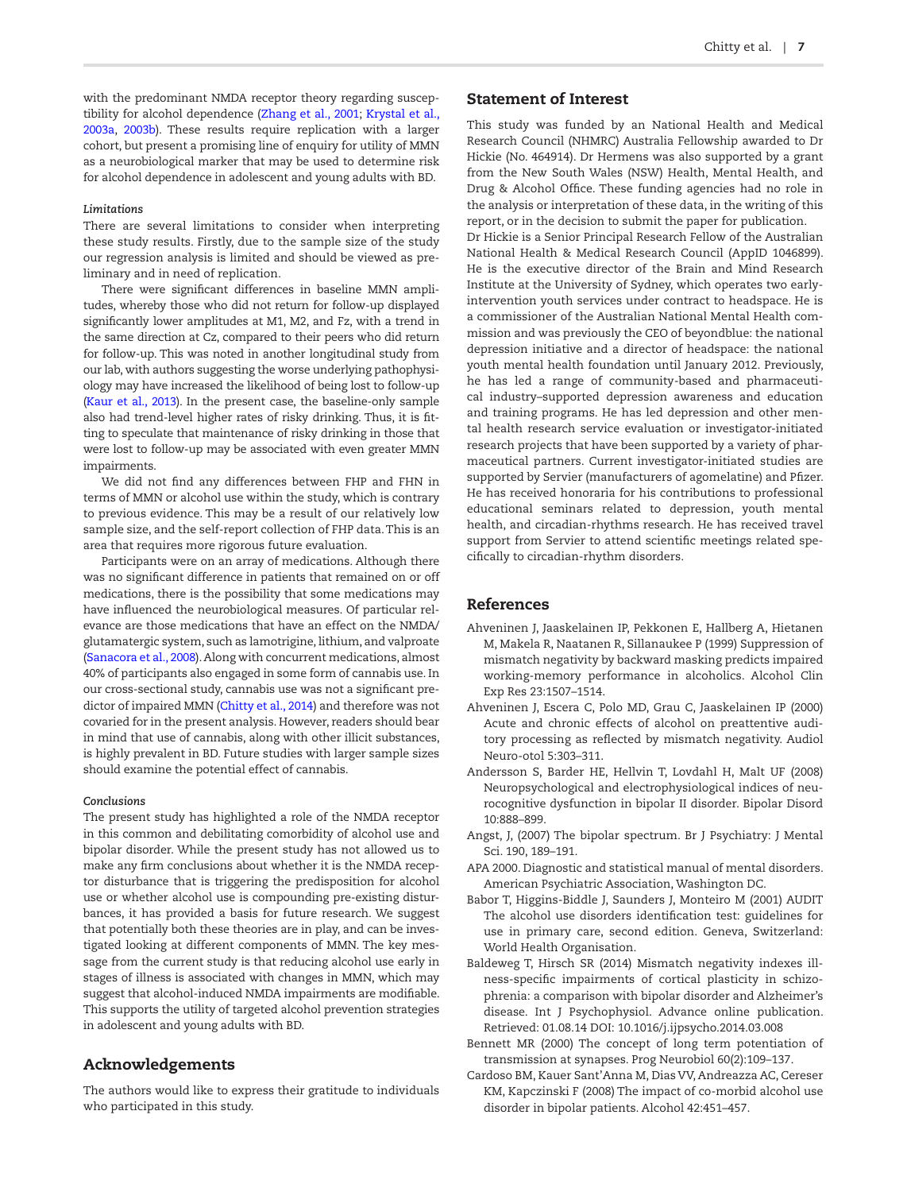with the predominant NMDA receptor theory regarding susceptibility for alcohol dependence (Zhang et al., 2001; Krystal et al., 2003a, 2003b). These results require replication with a larger cohort, but present a promising line of enquiry for utility of MMN as a neurobiological marker that may be used to determine risk for alcohol dependence in adolescent and young adults with BD.

*Limitations*

There are several limitations to consider when interpreting these study results. Firstly, due to the sample size of the study our regression analysis is limited and should be viewed as preliminary and in need of replication.

There were significant differences in baseline MMN amplitudes, whereby those who did not return for follow-up displayed significantly lower amplitudes at M1, M2, and Fz, with a trend in the same direction at Cz, compared to their peers who did return for follow-up. This was noted in another longitudinal study from our lab, with authors suggesting the worse underlying pathophysiology may have increased the likelihood of being lost to follow-up (Kaur et al., 2013). In the present case, the baseline-only sample also had trend-level higher rates of risky drinking. Thus, it is fitting to speculate that maintenance of risky drinking in those that were lost to follow-up may be associated with even greater MMN impairments.

We did not find any differences between FHP and FHN in terms of MMN or alcohol use within the study, which is contrary to previous evidence. This may be a result of our relatively low sample size, and the self-report collection of FHP data. This is an area that requires more rigorous future evaluation.

Participants were on an array of medications. Although there was no significant difference in patients that remained on or off medications, there is the possibility that some medications may have influenced the neurobiological measures. Of particular relevance are those medications that have an effect on the NMDA/glutamatergic system, such as lamotrigine, lithium, and valproate (Sanacora et al., 2008). Along with concurrent medications, almost 40% of participants also engaged in some form of cannabis use. In our cross-sectional study, cannabis use was not a significant predictor of impaired MMN (Chitty et al., 2014) and therefore was not covaried for in the present analysis. However, readers should bear in mind that use of cannabis, along with other illicit substances, is highly prevalent in BD. Future studies with larger sample sizes should examine the potential effect of cannabis.

*Conclusions*

The present study has highlighted a role of the NMDA receptor in this common and debilitating comorbidity of alcohol use and bipolar disorder. While the present study has not allowed us to make any firm conclusions about whether it is the NMDA receptor disturbance that is triggering the predisposition for alcohol use or whether alcohol use is compounding pre-existing disturbances, it has provided a basis for future research. We suggest that potentially both these theories are in play, and can be investigated looking at different components of MMN. The key message from the current study is that reducing alcohol use early in stages of illness is associated with changes in MMN, which may suggest that alcohol-induced NMDA impairments are modifiable. This supports the utility of targeted alcohol prevention strategies in adolescent and young adults with BD.

## Acknowledgements

The authors would like to express their gratitude to individuals who participated in this study.

## Statement of Interest

This study was funded by an National Health and Medical Research Council (NHMRC) Australia Fellowship awarded to Dr Hickie (No. 464914). Dr Hermens was also supported by a grant from the New South Wales (NSW) Health, Mental Health, and Drug & Alcohol Office. These funding agencies had no role in the analysis or interpretation of these data, in the writing of this report, or in the decision to submit the paper for publication.
Dr Hickie is a Senior Principal Research Fellow of the Australian National Health & Medical Research Council (AppID 1046899). He is the executive director of the Brain and Mind Research Institute at the University of Sydney, which operates two early-intervention youth services under contract to headspace. He is a commissioner of the Australian National Mental Health commission and was previously the CEO of beyondblue: the national depression initiative and a director of headspace: the national youth mental health foundation until January 2012. Previously, he has led a range of community-based and pharmaceutical industry–supported depression awareness and education and training programs. He has led depression and other mental health research service evaluation or investigator-initiated research projects that have been supported by a variety of pharmaceutical partners. Current investigator-initiated studies are supported by Servier (manufacturers of agomelatine) and Pfizer. He has received honoraria for his contributions to professional educational seminars related to depression, youth mental health, and circadian-rhythms research. He has received travel support from Servier to attend scientific meetings related specifically to circadian-rhythm disorders.

## References

Ahveninen J, Jaaskelainen IP, Pekkonen E, Hallberg A, Hietanen M, Makela R, Naatanen R, Sillanaukee P (1999) Suppression of mismatch negativity by backward masking predicts impaired working-memory performance in alcoholics. Alcohol Clin Exp Res 23:1507–1514.

Ahveninen J, Escera C, Polo MD, Grau C, Jaaskelainen IP (2000) Acute and chronic effects of alcohol on preattentive auditory processing as reflected by mismatch negativity. Audiol Neuro-otol 5:303–311.

Andersson S, Barder HE, Hellvin T, Lovdahl H, Malt UF (2008) Neuropsychological and electrophysiological indices of neurocognitive dysfunction in bipolar II disorder. Bipolar Disord 10:888–899.

Angst, J, (2007) The bipolar spectrum. Br J Psychiatry: J Mental Sci. 190, 189–191.

APA 2000. Diagnostic and statistical manual of mental disorders. American Psychiatric Association, Washington DC.

Babor T, Higgins-Biddle J, Saunders J, Monteiro M (2001) AUDIT The alcohol use disorders identification test: guidelines for use in primary care, second edition. Geneva, Switzerland: World Health Organisation.

Baldeweg T, Hirsch SR (2014) Mismatch negativity indexes illness-specific impairments of cortical plasticity in schizophrenia: a comparison with bipolar disorder and Alzheimer's disease. Int J Psychophysiol. Advance online publication. Retrieved: 01.08.14 DOI: 10.1016/j.ijpsycho.2014.03.008

Bennett MR (2000) The concept of long term potentiation of transmission at synapses. Prog Neurobiol 60(2):109–137.

Cardoso BM, Kauer Sant'Anna M, Dias VV, Andreazza AC, Cereser KM, Kapczinski F (2008) The impact of co-morbid alcohol use disorder in bipolar patients. Alcohol 42:451–457.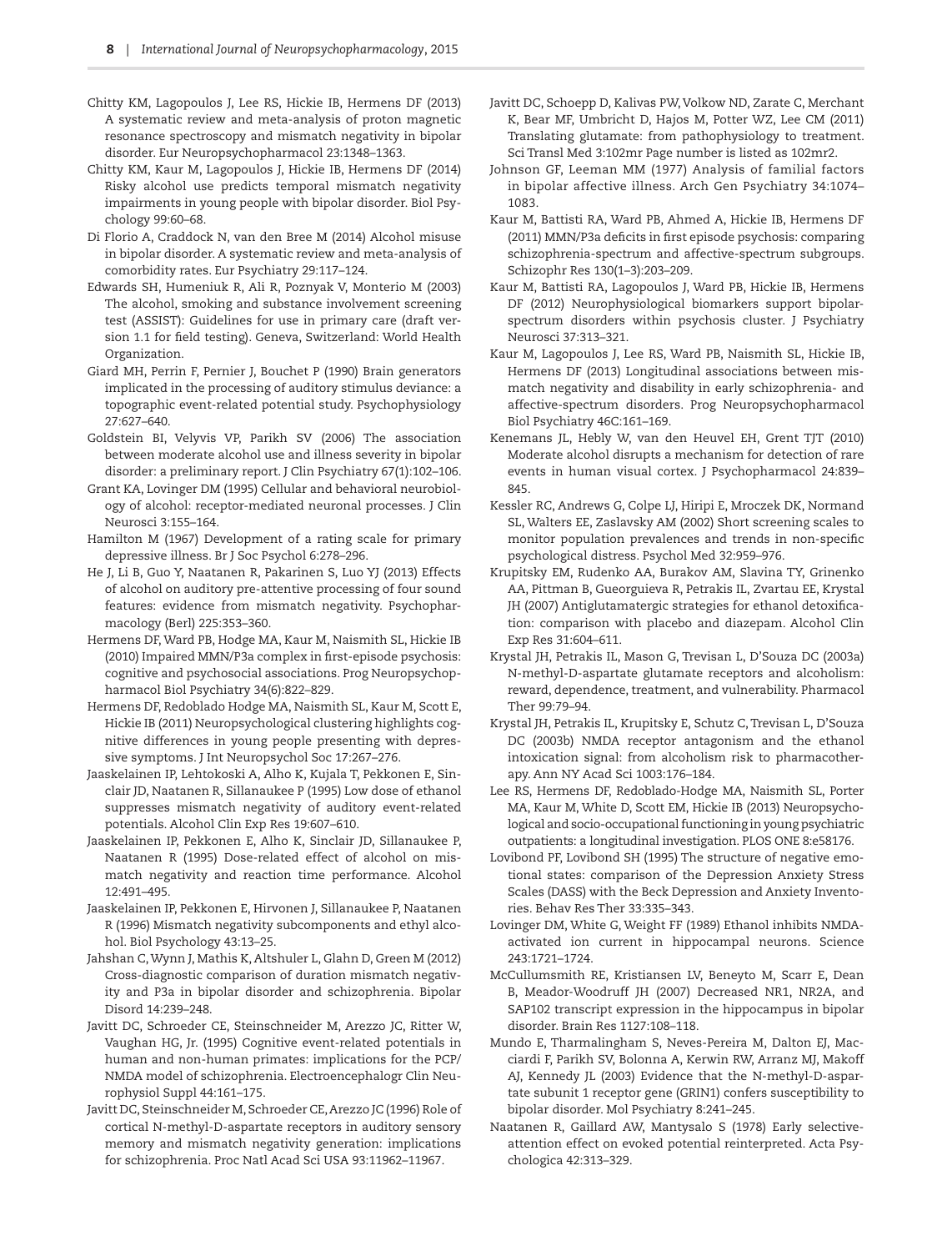Chitty KM, Lagopoulos J, Lee RS, Hickie IB, Hermens DF (2013) A systematic review and meta-analysis of proton magnetic resonance spectroscopy and mismatch negativity in bipolar disorder. Eur Neuropsychopharmacol 23:1348–1363.

Chitty KM, Kaur M, Lagopoulos J, Hickie IB, Hermens DF (2014) Risky alcohol use predicts temporal mismatch negativity impairments in young people with bipolar disorder. Biol Psychology 99:60–68.

Di Florio A, Craddock N, van den Bree M (2014) Alcohol misuse in bipolar disorder. A systematic review and meta-analysis of comorbidity rates. Eur Psychiatry 29:117–124.

Edwards SH, Humeniuk R, Ali R, Poznyak V, Monterio M (2003) The alcohol, smoking and substance involvement screening test (ASSIST): Guidelines for use in primary care (draft version 1.1 for field testing). Geneva, Switzerland: World Health Organization.

Giard MH, Perrin F, Pernier J, Bouchet P (1990) Brain generators implicated in the processing of auditory stimulus deviance: a topographic event-related potential study. Psychophysiology 27:627–640.

Goldstein BI, Velyvis VP, Parikh SV (2006) The association between moderate alcohol use and illness severity in bipolar disorder: a preliminary report. J Clin Psychiatry 67(1):102–106.

Grant KA, Lovinger DM (1995) Cellular and behavioral neurobiology of alcohol: receptor-mediated neuronal processes. J Clin Neurosci 3:155–164.

Hamilton M (1967) Development of a rating scale for primary depressive illness. Br J Soc Psychol 6:278–296.

He J, Li B, Guo Y, Naatanen R, Pakarinen S, Luo YJ (2013) Effects of alcohol on auditory pre-attentive processing of four sound features: evidence from mismatch negativity. Psychopharmacology (Berl) 225:353–360.

Hermens DF, Ward PB, Hodge MA, Kaur M, Naismith SL, Hickie IB (2010) Impaired MMN/P3a complex in first-episode psychosis: cognitive and psychosocial associations. Prog Neuropsychopharmacol Biol Psychiatry 34(6):822–829.

Hermens DF, Redoblado Hodge MA, Naismith SL, Kaur M, Scott E, Hickie IB (2011) Neuropsychological clustering highlights cognitive differences in young people presenting with depressive symptoms. J Int Neuropsychol Soc 17:267–276.

Jaaskelainen IP, Lehtokoski A, Alho K, Kujala T, Pekkonen E, Sinclair JD, Naatanen R, Sillanaukee P (1995) Low dose of ethanol suppresses mismatch negativity of auditory event-related potentials. Alcohol Clin Exp Res 19:607–610.

Jaaskelainen IP, Pekkonen E, Alho K, Sinclair JD, Sillanaukee P, Naatanen R (1995) Dose-related effect of alcohol on mismatch negativity and reaction time performance. Alcohol 12:491–495.

Jaaskelainen IP, Pekkonen E, Hirvonen J, Sillanaukee P, Naatanen R (1996) Mismatch negativity subcomponents and ethyl alcohol. Biol Psychology 43:13–25.

Jahshan C, Wynn J, Mathis K, Altshuler L, Glahn D, Green M (2012) Cross-diagnostic comparison of duration mismatch negativity and P3a in bipolar disorder and schizophrenia. Bipolar Disord 14:239–248.

Javitt DC, Schroeder CE, Steinschneider M, Arezzo JC, Ritter W, Vaughan HG, Jr. (1995) Cognitive event-related potentials in human and non-human primates: implications for the PCP/NMDA model of schizophrenia. Electroencephalogr Clin Neurophysiol Suppl 44:161–175.

Javitt DC, Steinschneider M, Schroeder CE, Arezzo JC (1996) Role of cortical N-methyl-D-aspartate receptors in auditory sensory memory and mismatch negativity generation: implications for schizophrenia. Proc Natl Acad Sci USA 93:11962–11967.

Javitt DC, Schoepp D, Kalivas PW, Volkow ND, Zarate C, Merchant K, Bear MF, Umbricht D, Hajos M, Potter WZ, Lee CM (2011) Translating glutamate: from pathophysiology to treatment. Sci Transl Med 3:102mr Page number is listed as 102mr2.

Johnson GF, Leeman MM (1977) Analysis of familial factors in bipolar affective illness. Arch Gen Psychiatry 34:1074–1083.

Kaur M, Battisti RA, Ward PB, Ahmed A, Hickie IB, Hermens DF (2011) MMN/P3a deficits in first episode psychosis: comparing schizophrenia-spectrum and affective-spectrum subgroups. Schizophr Res 130(1–3):203–209.

Kaur M, Battisti RA, Lagopoulos J, Ward PB, Hickie IB, Hermens DF (2012) Neurophysiological biomarkers support bipolar-spectrum disorders within psychosis cluster. J Psychiatry Neurosci 37:313–321.

Kaur M, Lagopoulos J, Lee RS, Ward PB, Naismith SL, Hickie IB, Hermens DF (2013) Longitudinal associations between mismatch negativity and disability in early schizophrenia- and affective-spectrum disorders. Prog Neuropsychopharmacol Biol Psychiatry 46C:161–169.

Kenemans JL, Hebly W, van den Heuvel EH, Grent TJT (2010) Moderate alcohol disrupts a mechanism for detection of rare events in human visual cortex. J Psychopharmacol 24:839–845.

Kessler RC, Andrews G, Colpe LJ, Hiripi E, Mroczek DK, Normand SL, Walters EE, Zaslavsky AM (2002) Short screening scales to monitor population prevalences and trends in non-specific psychological distress. Psychol Med 32:959–976.

Krupitsky EM, Rudenko AA, Burakov AM, Slavina TY, Grinenko AA, Pittman B, Gueorguieva R, Petrakis IL, Zvartau EE, Krystal JH (2007) Antiglutamatergic strategies for ethanol detoxification: comparison with placebo and diazepam. Alcohol Clin Exp Res 31:604–611.

Krystal JH, Petrakis IL, Mason G, Trevisan L, D'Souza DC (2003a) N-methyl-D-aspartate glutamate receptors and alcoholism: reward, dependence, treatment, and vulnerability. Pharmacol Ther 99:79–94.

Krystal JH, Petrakis IL, Krupitsky E, Schutz C, Trevisan L, D'Souza DC (2003b) NMDA receptor antagonism and the ethanol intoxication signal: from alcoholism risk to pharmacotherapy. Ann NY Acad Sci 1003:176–184.

Lee RS, Hermens DF, Redoblado-Hodge MA, Naismith SL, Porter MA, Kaur M, White D, Scott EM, Hickie IB (2013) Neuropsychological and socio-occupational functioning in young psychiatric outpatients: a longitudinal investigation. PLOS ONE 8:e58176.

Lovibond PF, Lovibond SH (1995) The structure of negative emotional states: comparison of the Depression Anxiety Stress Scales (DASS) with the Beck Depression and Anxiety Inventories. Behav Res Ther 33:335–343.

Lovinger DM, White G, Weight FF (1989) Ethanol inhibits NMDA-activated ion current in hippocampal neurons. Science 243:1721–1724.

McCullumsmith RE, Kristiansen LV, Beneyto M, Scarr E, Dean B, Meador-Woodruff JH (2007) Decreased NR1, NR2A, and SAP102 transcript expression in the hippocampus in bipolar disorder. Brain Res 1127:108–118.

Mundo E, Tharmalingham S, Neves-Pereira M, Dalton EJ, Macciardi F, Parikh SV, Bolonna A, Kerwin RW, Arranz MJ, Makoff AJ, Kennedy JL (2003) Evidence that the N-methyl-D-aspartate subunit 1 receptor gene (GRIN1) confers susceptibility to bipolar disorder. Mol Psychiatry 8:241–245.

Naatanen R, Gaillard AW, Mantysalo S (1978) Early selective-attention effect on evoked potential reinterpreted. Acta Psychologica 42:313–329.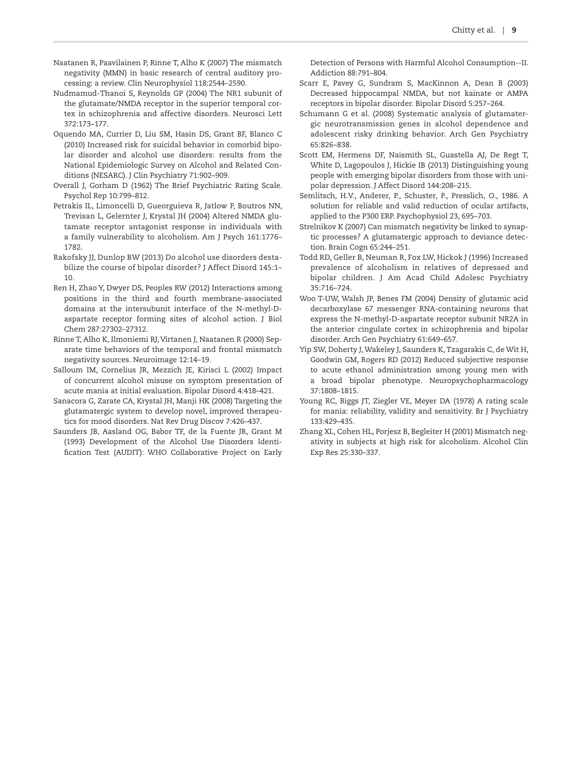Naatanen R, Paavilainen P, Rinne T, Alho K (2007) The mismatch negativity (MMN) in basic research of central auditory processing: a review. Clin Neurophysiol 118:2544–2590.

Nudmamud-Thanoi S, Reynolds GP (2004) The NR1 subunit of the glutamate/NMDA receptor in the superior temporal cortex in schizophrenia and affective disorders. Neurosci Lett 372:173–177.

Oquendo MA, Currier D, Liu SM, Hasin DS, Grant BF, Blanco C (2010) Increased risk for suicidal behavior in comorbid bipolar disorder and alcohol use disorders: results from the National Epidemiologic Survey on Alcohol and Related Conditions (NESARC). J Clin Psychiatry 71:902–909.

Overall J, Gorham D (1962) The Brief Psychiatric Rating Scale. Psychol Rep 10:799–812.

Petrakis IL, Limoncelli D, Gueorguieva R, Jatlow P, Boutros NN, Trevisan L, Gelernter J, Krystal JH (2004) Altered NMDA glutamate receptor antagonist response in individuals with a family vulnerability to alcoholism. Am J Psych 161:1776–1782.

Rakofsky JJ, Dunlop BW (2013) Do alcohol use disorders destabilize the course of bipolar disorder? J Affect Disord 145:1–10.

Ren H, Zhao Y, Dwyer DS, Peoples RW (2012) Interactions among positions in the third and fourth membrane-associated domains at the intersubunit interface of the N-methyl-D-aspartate receptor forming sites of alcohol action. J Biol Chem 287:27302–27312.

Rinne T, Alho K, Ilmoniemi RJ, Virtanen J, Naatanen R (2000) Separate time behaviors of the temporal and frontal mismatch negativity sources. Neuroimage 12:14–19.

Salloum IM, Cornelius JR, Mezzich JE, Kirisci L (2002) Impact of concurrent alcohol misuse on symptom presentation of acute mania at initial evaluation. Bipolar Disord 4:418–421.

Sanacora G, Zarate CA, Krystal JH, Manji HK (2008) Targeting the glutamatergic system to develop novel, improved therapeutics for mood disorders. Nat Rev Drug Discov 7:426–437.

Saunders JB, Aasland OG, Babor TF, de la Fuente JR, Grant M (1993) Development of the Alcohol Use Disorders Identification Test (AUDIT): WHO Collaborative Project on Early Detection of Persons with Harmful Alcohol Consumption--II. Addiction 88:791–804.

Scarr E, Pavey G, Sundram S, MacKinnon A, Dean B (2003) Decreased hippocampal NMDA, but not kainate or AMPA receptors in bipolar disorder. Bipolar Disord 5:257–264.

Schumann G et al. (2008) Systematic analysis of glutamatergic neurotransmission genes in alcohol dependence and adolescent risky drinking behavior. Arch Gen Psychiatry 65:826–838.

Scott EM, Hermens DF, Naismith SL, Guastella AJ, De Regt T, White D, Lagopoulos J, Hickie IB (2013) Distinguishing young people with emerging bipolar disorders from those with unipolar depression. J Affect Disord 144:208–215.

Semlitsch, H.V., Anderer, P., Schuster, P., Presslich, O., 1986. A solution for reliable and valid reduction of ocular artifacts, applied to the P300 ERP. Psychophysiol 23, 695–703.

Strelnikov K (2007) Can mismatch negativity be linked to synaptic processes? A glutamatergic approach to deviance detection. Brain Cogn 65:244–251.

Todd RD, Geller B, Neuman R, Fox LW, Hickok J (1996) Increased prevalence of alcoholism in relatives of depressed and bipolar children. J Am Acad Child Adolesc Psychiatry 35:716–724.

Woo T-UW, Walsh JP, Benes FM (2004) Density of glutamic acid decarboxylase 67 messenger RNA-containing neurons that express the N-methyl-D-aspartate receptor subunit NR2A in the anterior cingulate cortex in schizophrenia and bipolar disorder. Arch Gen Psychiatry 61:649–657.

Yip SW, Doherty J, Wakeley J, Saunders K, Tzagarakis C, de Wit H, Goodwin GM, Rogers RD (2012) Reduced subjective response to acute ethanol administration among young men with a broad bipolar phenotype. Neuropsychopharmacology 37:1808–1815.

Young RC, Biggs JT, Ziegler VE, Meyer DA (1978) A rating scale for mania: reliability, validity and sensitivity. Br J Psychiatry 133:429–435.

Zhang XL, Cohen HL, Porjesz B, Begleiter H (2001) Mismatch negativity in subjects at high risk for alcoholism. Alcohol Clin Exp Res 25:330–337.